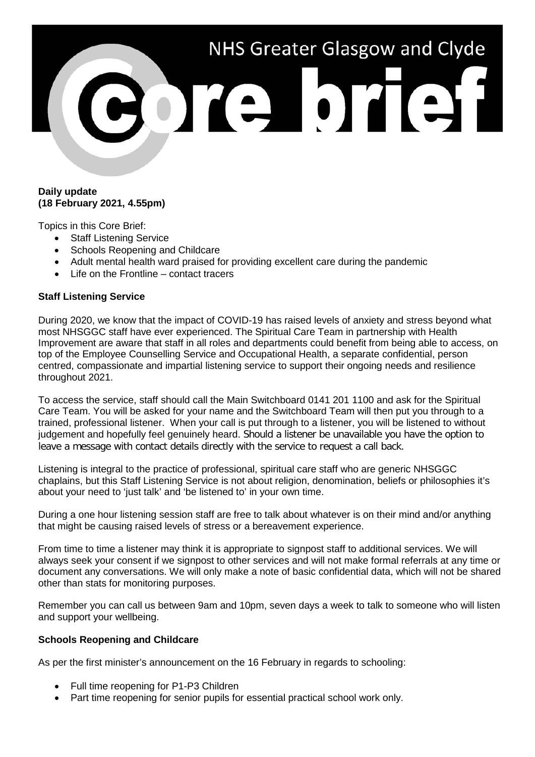# NHS Greater Glasgow and Clyde

# Core brief

**Daily update**
**(18 February 2021, 4.55pm)**

Topics in this Core Brief:

- Staff Listening Service
- Schools Reopening and Childcare
- Adult mental health ward praised for providing excellent care during the pandemic
- Life on the Frontline – contact tracers

**Staff Listening Service**

During 2020, we know that the impact of COVID-19 has raised levels of anxiety and stress beyond what most NHSGGC staff have ever experienced. The Spiritual Care Team in partnership with Health Improvement are aware that staff in all roles and departments could benefit from being able to access, on top of the Employee Counselling Service and Occupational Health, a separate confidential, person centred, compassionate and impartial listening service to support their ongoing needs and resilience throughout 2021.

To access the service, staff should call the Main Switchboard 0141 201 1100 and ask for the Spiritual Care Team. You will be asked for your name and the Switchboard Team will then put you through to a trained, professional listener. When your call is put through to a listener, you will be listened to without judgement and hopefully feel genuinely heard. Should a listener be unavailable you have the option to leave a message with contact details directly with the service to request a call back.

Listening is integral to the practice of professional, spiritual care staff who are generic NHSGGC chaplains, but this Staff Listening Service is not about religion, denomination, beliefs or philosophies it's about your need to 'just talk' and 'be listened to' in your own time.

During a one hour listening session staff are free to talk about whatever is on their mind and/or anything that might be causing raised levels of stress or a bereavement experience.

From time to time a listener may think it is appropriate to signpost staff to additional services. We will always seek your consent if we signpost to other services and will not make formal referrals at any time or document any conversations. We will only make a note of basic confidential data, which will not be shared other than stats for monitoring purposes.

Remember you can call us between 9am and 10pm, seven days a week to talk to someone who will listen and support your wellbeing.

**Schools Reopening and Childcare**

As per the first minister's announcement on the 16 February in regards to schooling:

- Full time reopening for P1-P3 Children
- Part time reopening for senior pupils for essential practical school work only.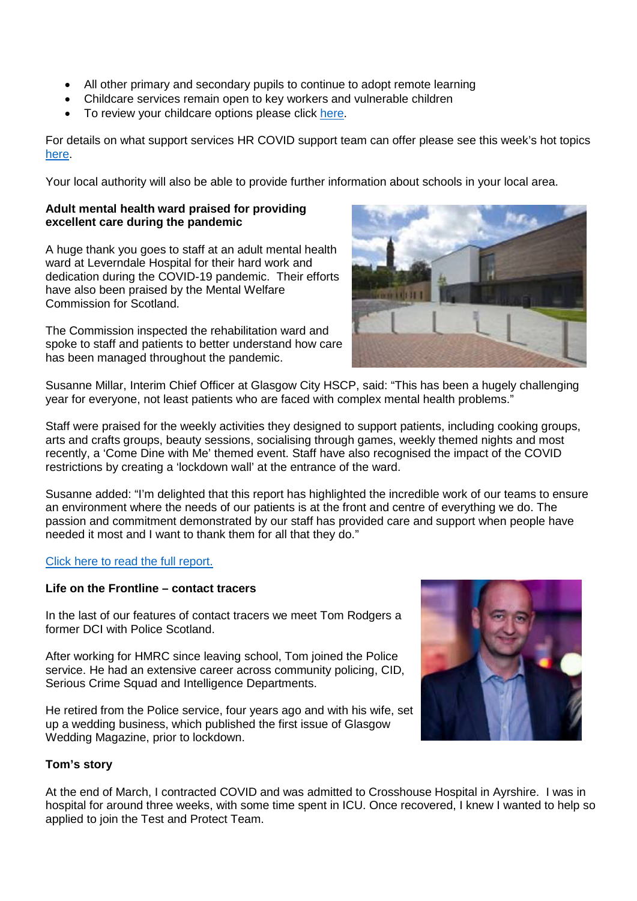- All other primary and secondary pupils to continue to adopt remote learning
- Childcare services remain open to key workers and vulnerable children
- To review your childcare options please click here.

For details on what support services HR COVID support team can offer please see this week's hot topics here.

Your local authority will also be able to provide further information about schools in your local area.

**Adult mental health ward praised for providing excellent care during the pandemic**

A huge thank you goes to staff at an adult mental health ward at Leverndale Hospital for their hard work and dedication during the COVID-19 pandemic. Their efforts have also been praised by the Mental Welfare Commission for Scotland.

The Commission inspected the rehabilitation ward and spoke to staff and patients to better understand how care has been managed throughout the pandemic.

Susanne Millar, Interim Chief Officer at Glasgow City HSCP, said: "This has been a hugely challenging year for everyone, not least patients who are faced with complex mental health problems."

Staff were praised for the weekly activities they designed to support patients, including cooking groups, arts and crafts groups, beauty sessions, socialising through games, weekly themed nights and most recently, a 'Come Dine with Me' themed event. Staff have also recognised the impact of the COVID restrictions by creating a 'lockdown wall' at the entrance of the ward.

Susanne added: "I'm delighted that this report has highlighted the incredible work of our teams to ensure an environment where the needs of our patients is at the front and centre of everything we do. The passion and commitment demonstrated by our staff has provided care and support when people have needed it most and I want to thank them for all that they do."

Click here to read the full report.

**Life on the Frontline – contact tracers**

In the last of our features of contact tracers we meet Tom Rodgers a former DCI with Police Scotland.

After working for HMRC since leaving school, Tom joined the Police service. He had an extensive career across community policing, CID, Serious Crime Squad and Intelligence Departments.

He retired from the Police service, four years ago and with his wife, set up a wedding business, which published the first issue of Glasgow Wedding Magazine, prior to lockdown.

**Tom's story**

At the end of March, I contracted COVID and was admitted to Crosshouse Hospital in Ayrshire. I was in hospital for around three weeks, with some time spent in ICU. Once recovered, I knew I wanted to help so applied to join the Test and Protect Team.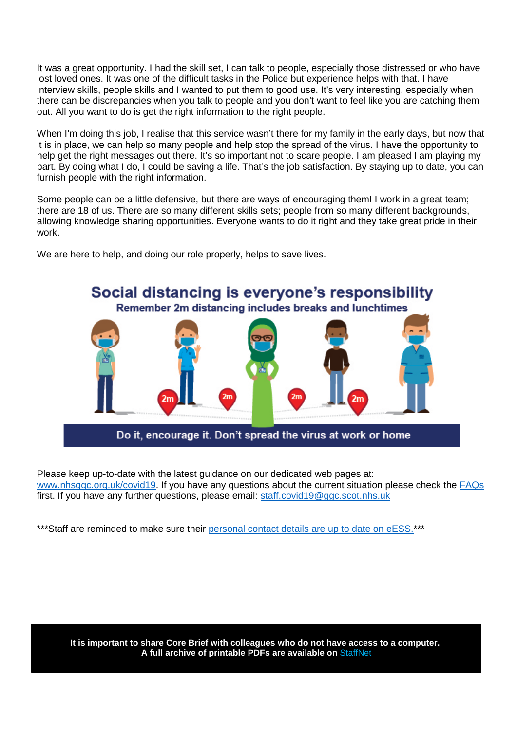It was a great opportunity. I had the skill set, I can talk to people, especially those distressed or who have lost loved ones. It was one of the difficult tasks in the Police but experience helps with that. I have interview skills, people skills and I wanted to put them to good use. It's very interesting, especially when there can be discrepancies when you talk to people and you don't want to feel like you are catching them out. All you want to do is get the right information to the right people.

When I'm doing this job, I realise that this service wasn't there for my family in the early days, but now that it is in place, we can help so many people and help stop the spread of the virus. I have the opportunity to help get the right messages out there. It's so important not to scare people. I am pleased I am playing my part. By doing what I do, I could be saving a life. That's the job satisfaction. By staying up to date, you can furnish people with the right information.

Some people can be a little defensive, but there are ways of encouraging them! I work in a great team; there are 18 of us. There are so many different skills sets; people from so many different backgrounds, allowing knowledge sharing opportunities. Everyone wants to do it right and they take great pride in their work.

We are here to help, and doing our role properly, helps to save lives.

**Social distancing is everyone's responsibility**

**Remember 2m distancing includes breaks and lunchtimes**

2m

2m

2m

2m

**Do it, encourage it. Don't spread the virus at work or home**

Please keep up-to-date with the latest guidance on our dedicated web pages at: www.nhsggc.org.uk/covid19. If you have any questions about the current situation please check the FAQs first. If you have any further questions, please email: staff.covid19@ggc.scot.nhs.uk

***Staff are reminded to make sure their personal contact details are up to date on eESS.***

**It is important to share Core Brief with colleagues who do not have access to a computer.**
**A full archive of printable PDFs are available on StaffNet**